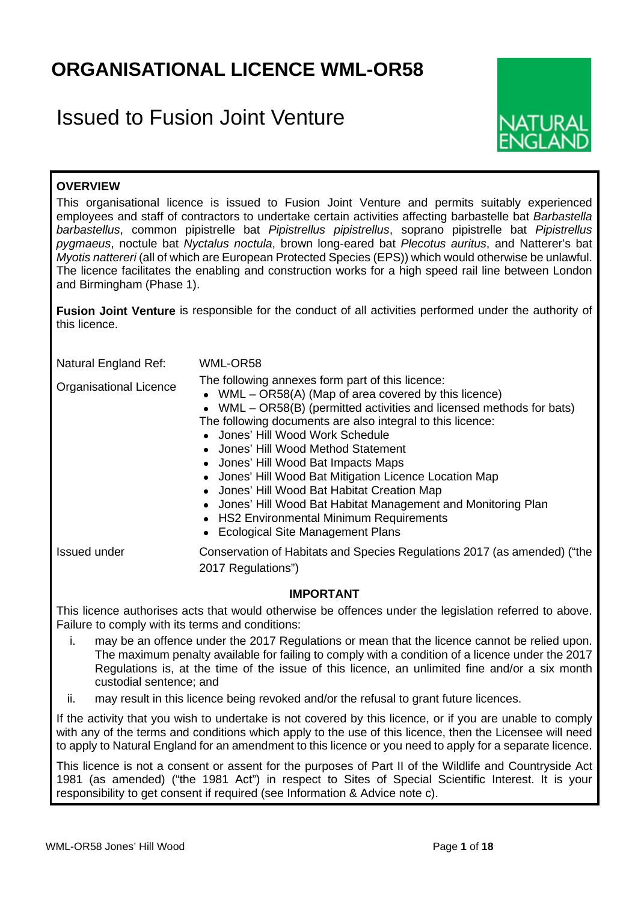# ORGANISATIONAL LICENCE WML-OR58

## Issued to Fusion Joint Venture

NATURAL ENGLAND

**OVERVIEW**

This organisational licence is issued to Fusion Joint Venture and permits suitably experienced employees and staff of contractors to undertake certain activities affecting barbastelle bat *Barbastella barbastellus*, common pipistrelle bat *Pipistrellus pipistrellus*, soprano pipistrelle bat *Pipistrellus pygmaeus*, noctule bat *Nyctalus noctula*, brown long-eared bat *Plecotus auritus*, and Natterer's bat *Myotis nattereri* (all of which are European Protected Species (EPS)) which would otherwise be unlawful. The licence facilitates the enabling and construction works for a high speed rail line between London and Birmingham (Phase 1).

**Fusion Joint Venture** is responsible for the conduct of all activities performed under the authority of this licence.

| | |
|---|---|
| Natural England Ref: | WML-OR58 |
| Organisational Licence | The following annexes form part of this licence:<br>• WML – OR58(A) (Map of area covered by this licence)<br>• WML – OR58(B) (permitted activities and licensed methods for bats)<br>The following documents are also integral to this licence:<br>• Jones' Hill Wood Work Schedule<br>• Jones' Hill Wood Method Statement<br>• Jones' Hill Wood Bat Impacts Maps<br>• Jones' Hill Wood Bat Mitigation Licence Location Map<br>• Jones' Hill Wood Bat Habitat Creation Map<br>• Jones' Hill Wood Bat Habitat Management and Monitoring Plan<br>• HS2 Environmental Minimum Requirements<br>• Ecological Site Management Plans |
| Issued under | Conservation of Habitats and Species Regulations 2017 (as amended) ("the 2017 Regulations") |

**IMPORTANT**

This licence authorises acts that would otherwise be offences under the legislation referred to above. Failure to comply with its terms and conditions:

i. may be an offence under the 2017 Regulations or mean that the licence cannot be relied upon. The maximum penalty available for failing to comply with a condition of a licence under the 2017 Regulations is, at the time of the issue of this licence, an unlimited fine and/or a six month custodial sentence; and

ii. may result in this licence being revoked and/or the refusal to grant future licences.

If the activity that you wish to undertake is not covered by this licence, or if you are unable to comply with any of the terms and conditions which apply to the use of this licence, then the Licensee will need to apply to Natural England for an amendment to this licence or you need to apply for a separate licence.

This licence is not a consent or assent for the purposes of Part II of the Wildlife and Countryside Act 1981 (as amended) ("the 1981 Act") in respect to Sites of Special Scientific Interest. It is your responsibility to get consent if required (see Information & Advice note c).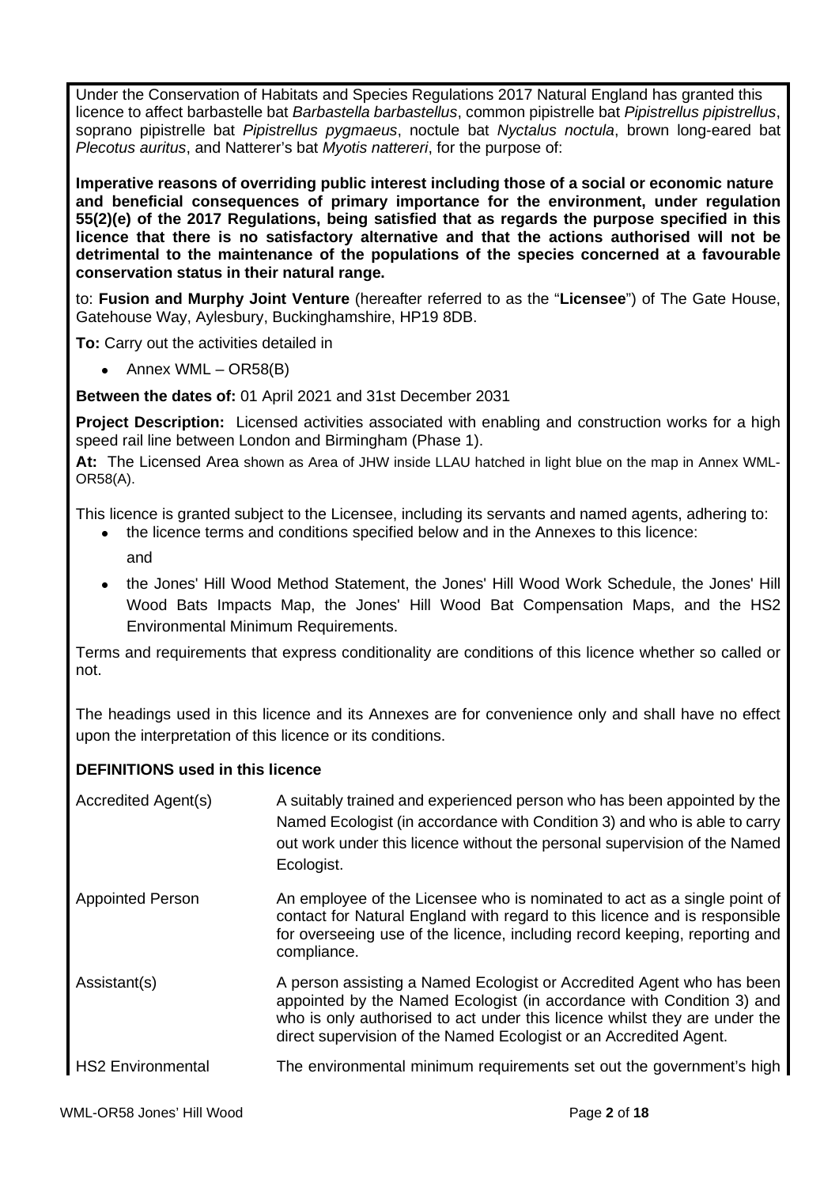Under the Conservation of Habitats and Species Regulations 2017 Natural England has granted this licence to affect barbastelle bat *Barbastella barbastellus*, common pipistrelle bat *Pipistrellus pipistrellus*, soprano pipistrelle bat *Pipistrellus pygmaeus*, noctule bat *Nyctalus noctula*, brown long-eared bat *Plecotus auritus*, and Natterer's bat *Myotis nattereri*, for the purpose of:

**Imperative reasons of overriding public interest including those of a social or economic nature and beneficial consequences of primary importance for the environment, under regulation 55(2)(e) of the 2017 Regulations, being satisfied that as regards the purpose specified in this licence that there is no satisfactory alternative and that the actions authorised will not be detrimental to the maintenance of the populations of the species concerned at a favourable conservation status in their natural range.**

to: **Fusion and Murphy Joint Venture** (hereafter referred to as the "**Licensee**") of The Gate House, Gatehouse Way, Aylesbury, Buckinghamshire, HP19 8DB.

**To:** Carry out the activities detailed in

- Annex WML – OR58(B)

**Between the dates of:** 01 April 2021 and 31st December 2031

**Project Description:** Licensed activities associated with enabling and construction works for a high speed rail line between London and Birmingham (Phase 1).

**At:** The Licensed Area shown as Area of JHW inside LLAU hatched in light blue on the map in Annex WML-OR58(A).

This licence is granted subject to the Licensee, including its servants and named agents, adhering to:

- the licence terms and conditions specified below and in the Annexes to this licence:

  and

- the Jones' Hill Wood Method Statement, the Jones' Hill Wood Work Schedule, the Jones' Hill Wood Bats Impacts Map, the Jones' Hill Wood Bat Compensation Maps, and the HS2 Environmental Minimum Requirements.

Terms and requirements that express conditionality are conditions of this licence whether so called or not.

The headings used in this licence and its Annexes are for convenience only and shall have no effect upon the interpretation of this licence or its conditions.

**DEFINITIONS used in this licence**

| | |
|---|---|
| Accredited Agent(s) | A suitably trained and experienced person who has been appointed by the Named Ecologist (in accordance with Condition 3) and who is able to carry out work under this licence without the personal supervision of the Named Ecologist. |
| Appointed Person | An employee of the Licensee who is nominated to act as a single point of contact for Natural England with regard to this licence and is responsible for overseeing use of the licence, including record keeping, reporting and compliance. |
| Assistant(s) | A person assisting a Named Ecologist or Accredited Agent who has been appointed by the Named Ecologist (in accordance with Condition 3) and who is only authorised to act under this licence whilst they are under the direct supervision of the Named Ecologist or an Accredited Agent. |
| HS2 Environmental | The environmental minimum requirements set out the government's high |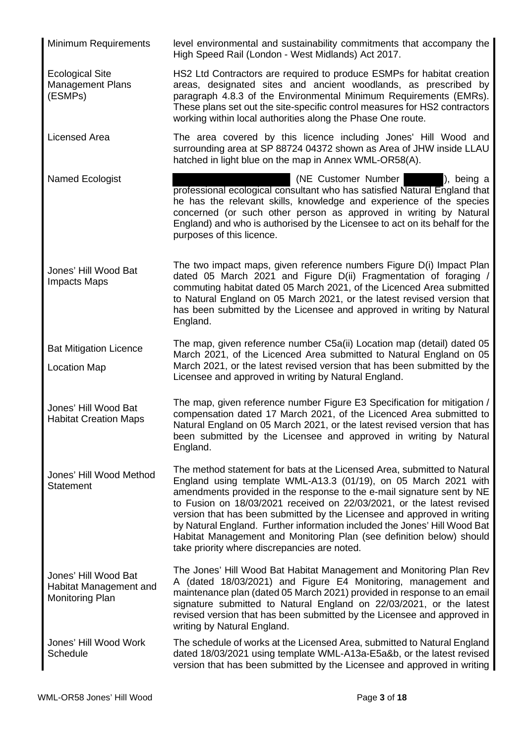| | |
|---|---|
| Minimum Requirements | level environmental and sustainability commitments that accompany the High Speed Rail (London - West Midlands) Act 2017. |
| Ecological Site Management Plans (ESMPs) | HS2 Ltd Contractors are required to produce ESMPs for habitat creation areas, designated sites and ancient woodlands, as prescribed by paragraph 4.8.3 of the Environmental Minimum Requirements (EMRs). These plans set out the site-specific control measures for HS2 contractors working within local authorities along the Phase One route. |
| Licensed Area | The area covered by this licence including Jones' Hill Wood and surrounding area at SP 88724 04372 shown as Area of JHW inside LLAU hatched in light blue on the map in Annex WML-OR58(A). |
| Named Ecologist | (NE Customer Number ), being a professional ecological consultant who has satisfied Natural England that he has the relevant skills, knowledge and experience of the species concerned (or such other person as approved in writing by Natural England) and who is authorised by the Licensee to act on its behalf for the purposes of this licence. |
| Jones' Hill Wood Bat Impacts Maps | The two impact maps, given reference numbers Figure D(i) Impact Plan dated 05 March 2021 and Figure D(ii) Fragmentation of foraging / commuting habitat dated 05 March 2021, of the Licenced Area submitted to Natural England on 05 March 2021, or the latest revised version that has been submitted by the Licensee and approved in writing by Natural England. |
| Bat Mitigation Licence Location Map | The map, given reference number C5a(ii) Location map (detail) dated 05 March 2021, of the Licenced Area submitted to Natural England on 05 March 2021, or the latest revised version that has been submitted by the Licensee and approved in writing by Natural England. |
| Jones' Hill Wood Bat Habitat Creation Maps | The map, given reference number Figure E3 Specification for mitigation / compensation dated 17 March 2021, of the Licenced Area submitted to Natural England on 05 March 2021, or the latest revised version that has been submitted by the Licensee and approved in writing by Natural England. |
| Jones' Hill Wood Method Statement | The method statement for bats at the Licensed Area, submitted to Natural England using template WML-A13.3 (01/19), on 05 March 2021 with amendments provided in the response to the e-mail signature sent by NE to Fusion on 18/03/2021 received on 22/03/2021, or the latest revised version that has been submitted by the Licensee and approved in writing by Natural England. Further information included the Jones' Hill Wood Bat Habitat Management and Monitoring Plan (see definition below) should take priority where discrepancies are noted. |
| Jones' Hill Wood Bat Habitat Management and Monitoring Plan | The Jones' Hill Wood Bat Habitat Management and Monitoring Plan Rev A (dated 18/03/2021) and Figure E4 Monitoring, management and maintenance plan (dated 05 March 2021) provided in response to an email signature submitted to Natural England on 22/03/2021, or the latest revised version that has been submitted by the Licensee and approved in writing by Natural England. |
| Jones' Hill Wood Work Schedule | The schedule of works at the Licensed Area, submitted to Natural England dated 18/03/2021 using template WML-A13a-E5a&b, or the latest revised version that has been submitted by the Licensee and approved in writing |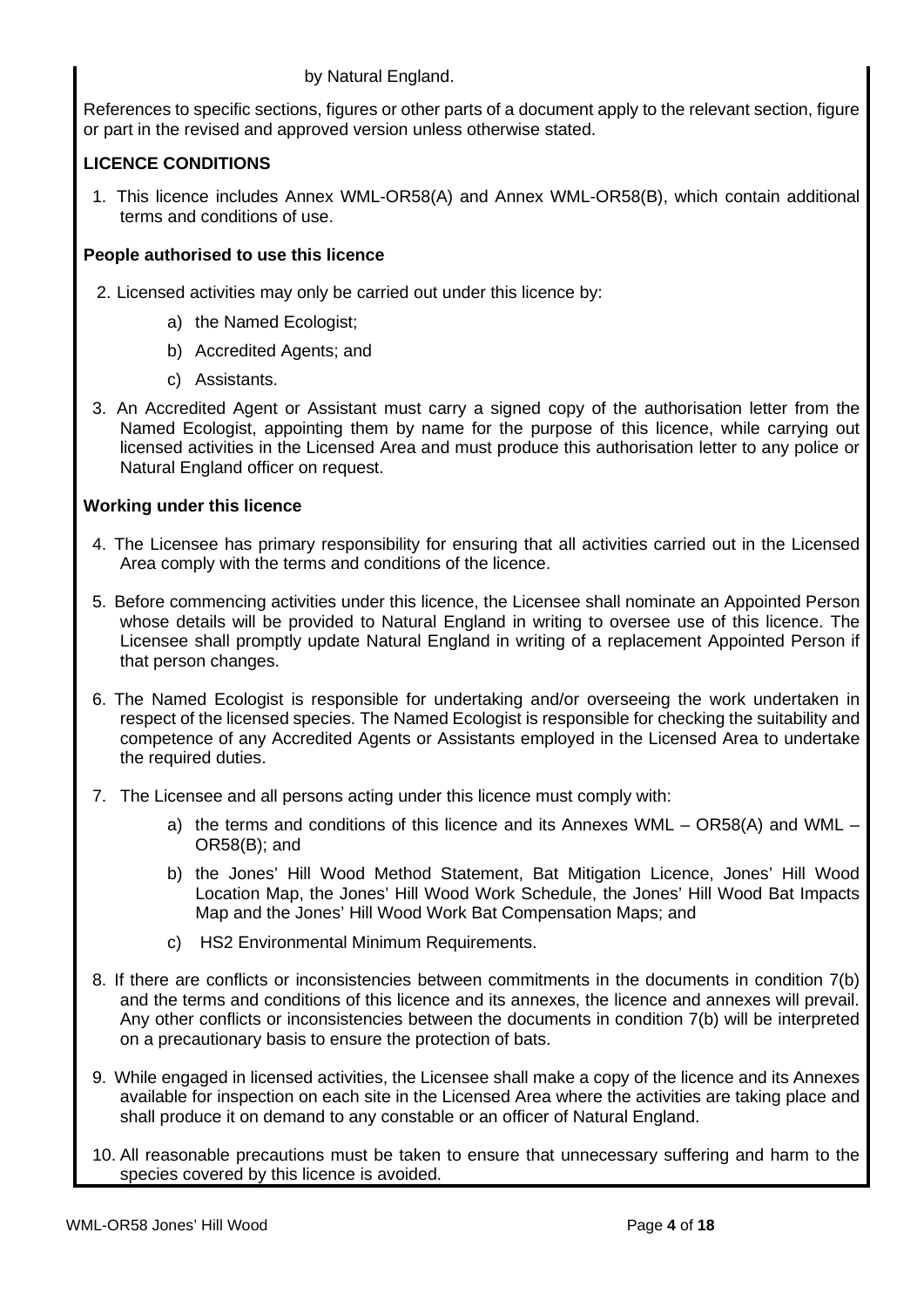by Natural England.

References to specific sections, figures or other parts of a document apply to the relevant section, figure or part in the revised and approved version unless otherwise stated.

**LICENCE CONDITIONS**

1. This licence includes Annex WML-OR58(A) and Annex WML-OR58(B), which contain additional terms and conditions of use.

**People authorised to use this licence**

2. Licensed activities may only be carried out under this licence by:
   a) the Named Ecologist;
   b) Accredited Agents; and
   c) Assistants.
3. An Accredited Agent or Assistant must carry a signed copy of the authorisation letter from the Named Ecologist, appointing them by name for the purpose of this licence, while carrying out licensed activities in the Licensed Area and must produce this authorisation letter to any police or Natural England officer on request.

**Working under this licence**

4. The Licensee has primary responsibility for ensuring that all activities carried out in the Licensed Area comply with the terms and conditions of the licence.
5. Before commencing activities under this licence, the Licensee shall nominate an Appointed Person whose details will be provided to Natural England in writing to oversee use of this licence. The Licensee shall promptly update Natural England in writing of a replacement Appointed Person if that person changes.
6. The Named Ecologist is responsible for undertaking and/or overseeing the work undertaken in respect of the licensed species. The Named Ecologist is responsible for checking the suitability and competence of any Accredited Agents or Assistants employed in the Licensed Area to undertake the required duties.
7. The Licensee and all persons acting under this licence must comply with:
   a) the terms and conditions of this licence and its Annexes WML – OR58(A) and WML – OR58(B); and
   b) the Jones' Hill Wood Method Statement, Bat Mitigation Licence, Jones' Hill Wood Location Map, the Jones' Hill Wood Work Schedule, the Jones' Hill Wood Bat Impacts Map and the Jones' Hill Wood Work Bat Compensation Maps; and
   c) HS2 Environmental Minimum Requirements.
8. If there are conflicts or inconsistencies between commitments in the documents in condition 7(b) and the terms and conditions of this licence and its annexes, the licence and annexes will prevail. Any other conflicts or inconsistencies between the documents in condition 7(b) will be interpreted on a precautionary basis to ensure the protection of bats.
9. While engaged in licensed activities, the Licensee shall make a copy of the licence and its Annexes available for inspection on each site in the Licensed Area where the activities are taking place and shall produce it on demand to any constable or an officer of Natural England.
10. All reasonable precautions must be taken to ensure that unnecessary suffering and harm to the species covered by this licence is avoided.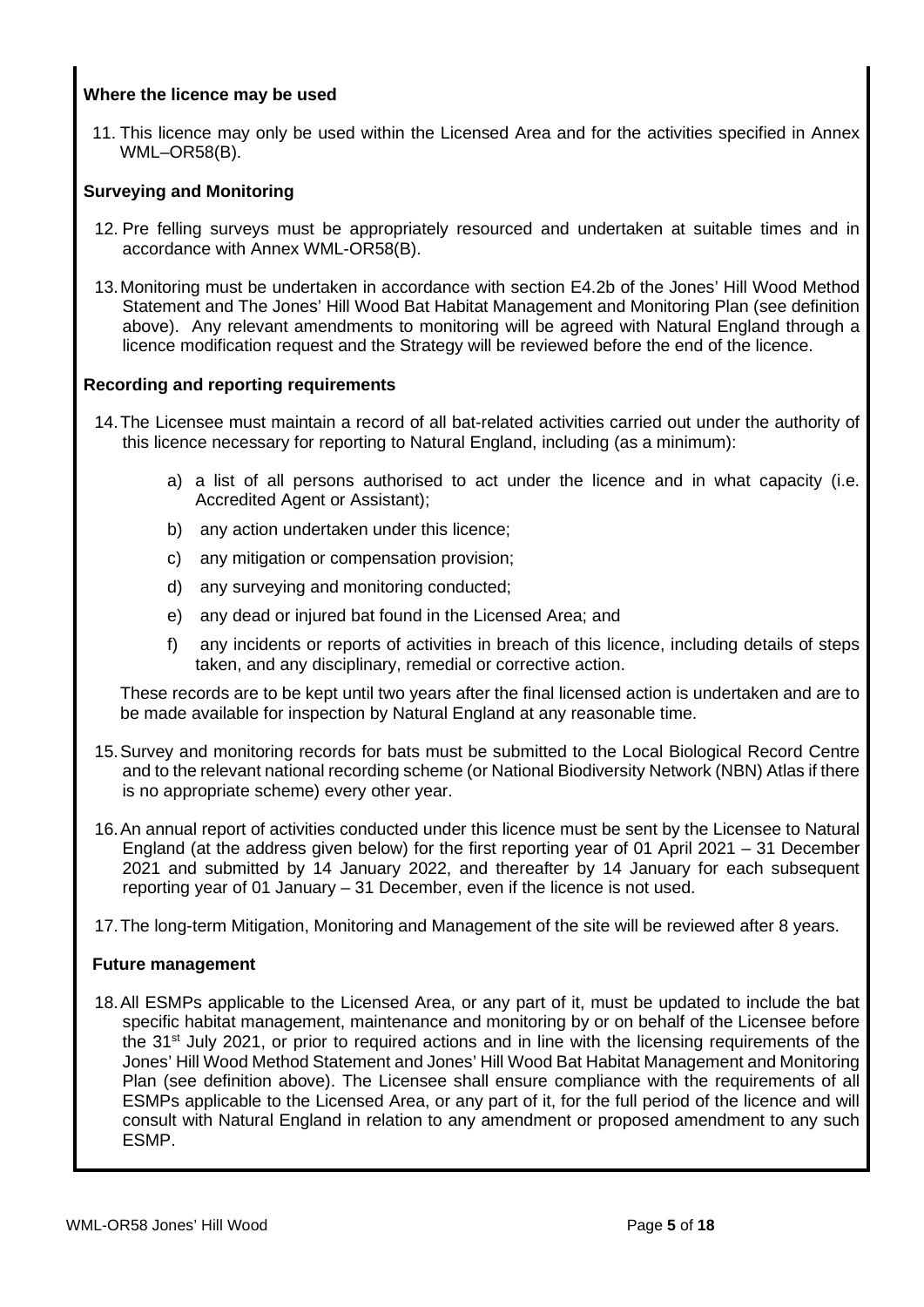**Where the licence may be used**

11. This licence may only be used within the Licensed Area and for the activities specified in Annex WML–OR58(B).

**Surveying and Monitoring**

12. Pre felling surveys must be appropriately resourced and undertaken at suitable times and in accordance with Annex WML-OR58(B).

13. Monitoring must be undertaken in accordance with section E4.2b of the Jones' Hill Wood Method Statement and The Jones' Hill Wood Bat Habitat Management and Monitoring Plan (see definition above). Any relevant amendments to monitoring will be agreed with Natural England through a licence modification request and the Strategy will be reviewed before the end of the licence.

**Recording and reporting requirements**

14. The Licensee must maintain a record of all bat-related activities carried out under the authority of this licence necessary for reporting to Natural England, including (as a minimum):

    a) a list of all persons authorised to act under the licence and in what capacity (i.e. Accredited Agent or Assistant);

    b) any action undertaken under this licence;

    c) any mitigation or compensation provision;

    d) any surveying and monitoring conducted;

    e) any dead or injured bat found in the Licensed Area; and

    f) any incidents or reports of activities in breach of this licence, including details of steps taken, and any disciplinary, remedial or corrective action.

    These records are to be kept until two years after the final licensed action is undertaken and are to be made available for inspection by Natural England at any reasonable time.

15. Survey and monitoring records for bats must be submitted to the Local Biological Record Centre and to the relevant national recording scheme (or National Biodiversity Network (NBN) Atlas if there is no appropriate scheme) every other year.

16. An annual report of activities conducted under this licence must be sent by the Licensee to Natural England (at the address given below) for the first reporting year of 01 April 2021 – 31 December 2021 and submitted by 14 January 2022, and thereafter by 14 January for each subsequent reporting year of 01 January – 31 December, even if the licence is not used.

17. The long-term Mitigation, Monitoring and Management of the site will be reviewed after 8 years.

**Future management**

18. All ESMPs applicable to the Licensed Area, or any part of it, must be updated to include the bat specific habitat management, maintenance and monitoring by or on behalf of the Licensee before the 31st July 2021, or prior to required actions and in line with the licensing requirements of the Jones' Hill Wood Method Statement and Jones' Hill Wood Bat Habitat Management and Monitoring Plan (see definition above). The Licensee shall ensure compliance with the requirements of all ESMPs applicable to the Licensed Area, or any part of it, for the full period of the licence and will consult with Natural England in relation to any amendment or proposed amendment to any such ESMP.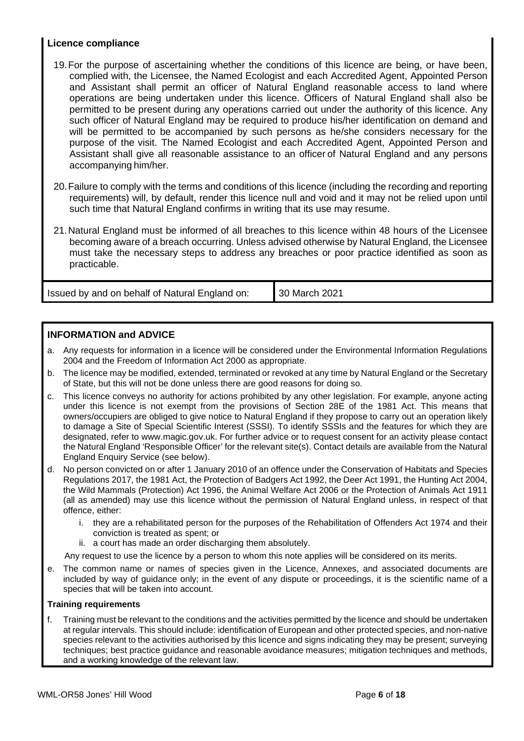**Licence compliance**

19. For the purpose of ascertaining whether the conditions of this licence are being, or have been, complied with, the Licensee, the Named Ecologist and each Accredited Agent, Appointed Person and Assistant shall permit an officer of Natural England reasonable access to land where operations are being undertaken under this licence. Officers of Natural England shall also be permitted to be present during any operations carried out under the authority of this licence. Any such officer of Natural England may be required to produce his/her identification on demand and will be permitted to be accompanied by such persons as he/she considers necessary for the purpose of the visit. The Named Ecologist and each Accredited Agent, Appointed Person and Assistant shall give all reasonable assistance to an officer of Natural England and any persons accompanying him/her.

20. Failure to comply with the terms and conditions of this licence (including the recording and reporting requirements) will, by default, render this licence null and void and it may not be relied upon until such time that Natural England confirms in writing that its use may resume.

21. Natural England must be informed of all breaches to this licence within 48 hours of the Licensee becoming aware of a breach occurring. Unless advised otherwise by Natural England, the Licensee must take the necessary steps to address any breaches or poor practice identified as soon as practicable.

| Issued by and on behalf of Natural England on: | 30 March 2021 |
|---|---|

## INFORMATION and ADVICE

a. Any requests for information in a licence will be considered under the Environmental Information Regulations 2004 and the Freedom of Information Act 2000 as appropriate.

b. The licence may be modified, extended, terminated or revoked at any time by Natural England or the Secretary of State, but this will not be done unless there are good reasons for doing so.

c. This licence conveys no authority for actions prohibited by any other legislation. For example, anyone acting under this licence is not exempt from the provisions of Section 28E of the 1981 Act. This means that owners/occupiers are obliged to give notice to Natural England if they propose to carry out an operation likely to damage a Site of Special Scientific Interest (SSSI). To identify SSSIs and the features for which they are designated, refer to www.magic.gov.uk. For further advice or to request consent for an activity please contact the Natural England 'Responsible Officer' for the relevant site(s). Contact details are available from the Natural England Enquiry Service (see below).

d. No person convicted on or after 1 January 2010 of an offence under the Conservation of Habitats and Species Regulations 2017, the 1981 Act, the Protection of Badgers Act 1992, the Deer Act 1991, the Hunting Act 2004, the Wild Mammals (Protection) Act 1996, the Animal Welfare Act 2006 or the Protection of Animals Act 1911 (all as amended) may use this licence without the permission of Natural England unless, in respect of that offence, either:
   i. they are a rehabilitated person for the purposes of the Rehabilitation of Offenders Act 1974 and their conviction is treated as spent; or
   ii. a court has made an order discharging them absolutely.

   Any request to use the licence by a person to whom this note applies will be considered on its merits.

e. The common name or names of species given in the Licence, Annexes, and associated documents are included by way of guidance only; in the event of any dispute or proceedings, it is the scientific name of a species that will be taken into account.

**Training requirements**

f. Training must be relevant to the conditions and the activities permitted by the licence and should be undertaken at regular intervals. This should include: identification of European and other protected species, and non-native species relevant to the activities authorised by this licence and signs indicating they may be present; surveying techniques; best practice guidance and reasonable avoidance measures; mitigation techniques and methods, and a working knowledge of the relevant law.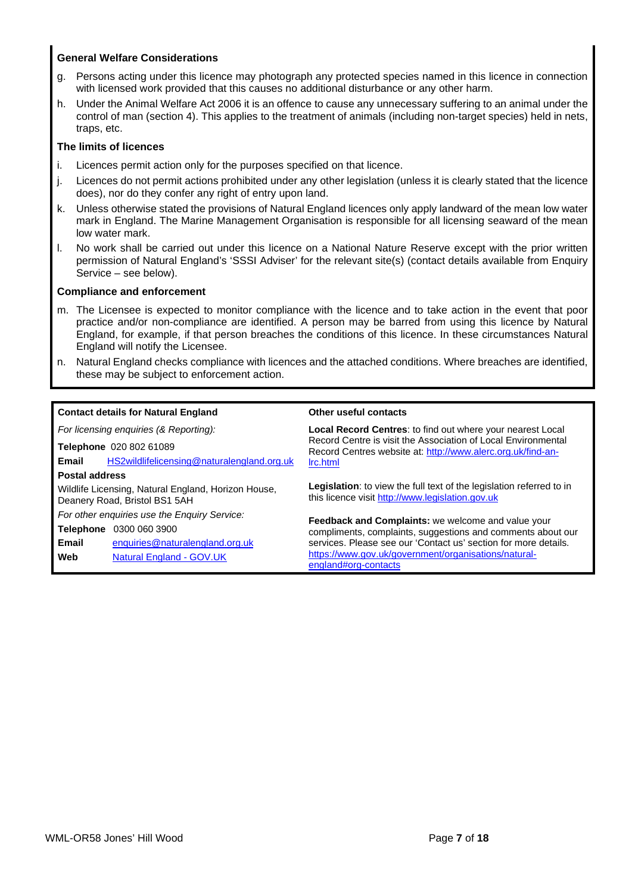### General Welfare Considerations

g. Persons acting under this licence may photograph any protected species named in this licence in connection with licensed work provided that this causes no additional disturbance or any other harm.

h. Under the Animal Welfare Act 2006 it is an offence to cause any unnecessary suffering to an animal under the control of man (section 4). This applies to the treatment of animals (including non-target species) held in nets, traps, etc.

### The limits of licences

i. Licences permit action only for the purposes specified on that licence.

j. Licences do not permit actions prohibited under any other legislation (unless it is clearly stated that the licence does), nor do they confer any right of entry upon land.

k. Unless otherwise stated the provisions of Natural England licences only apply landward of the mean low water mark in England. The Marine Management Organisation is responsible for all licensing seaward of the mean low water mark.

l. No work shall be carried out under this licence on a National Nature Reserve except with the prior written permission of Natural England's 'SSSI Adviser' for the relevant site(s) (contact details available from Enquiry Service – see below).

### Compliance and enforcement

m. The Licensee is expected to monitor compliance with the licence and to take action in the event that poor practice and/or non-compliance are identified. A person may be barred from using this licence by Natural England, for example, if that person breaches the conditions of this licence. In these circumstances Natural England will notify the Licensee.

n. Natural England checks compliance with licences and the attached conditions. Where breaches are identified, these may be subject to enforcement action.

**Contact details for Natural England**

*For licensing enquiries (& Reporting):*

**Telephone** 020 802 61089

**Email** HS2wildlifelicensing@naturalengland.org.uk

**Postal address**

Wildlife Licensing, Natural England, Horizon House, Deanery Road, Bristol BS1 5AH

*For other enquiries use the Enquiry Service:*

**Telephone** 0300 060 3900

**Email** enquiries@naturalengland.org.uk

**Web** Natural England - GOV.UK

**Other useful contacts**

**Local Record Centres**: to find out where your nearest Local Record Centre is visit the Association of Local Environmental Record Centres website at: http://www.alerc.org.uk/find-an-lrc.html

**Legislation**: to view the full text of the legislation referred to in this licence visit http://www.legislation.gov.uk

**Feedback and Complaints:** we welcome and value your compliments, complaints, suggestions and comments about our services. Please see our 'Contact us' section for more details. https://www.gov.uk/government/organisations/natural-england#org-contacts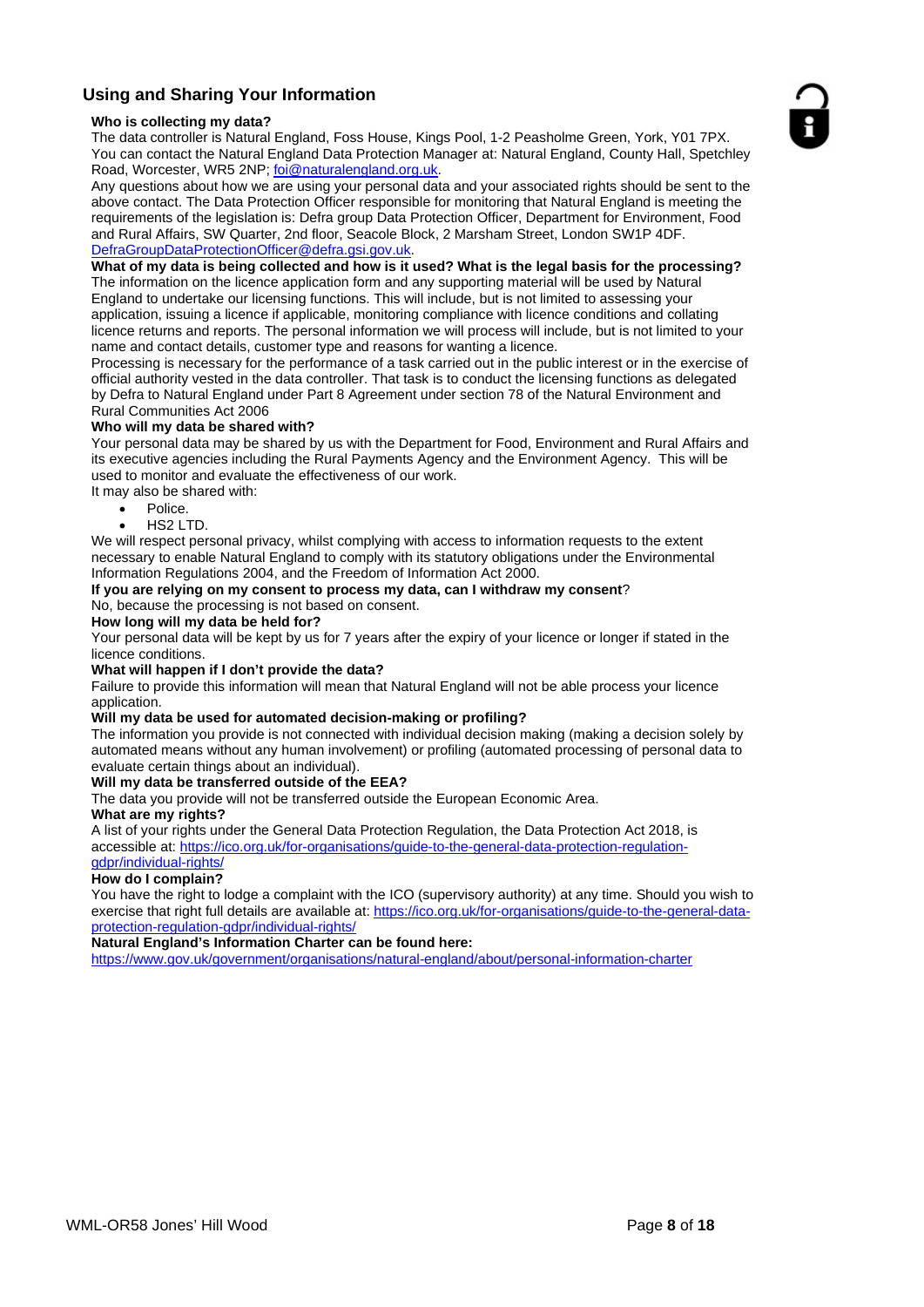## Using and Sharing Your Information

**Who is collecting my data?**

The data controller is Natural England, Foss House, Kings Pool, 1-2 Peasholme Green, York, Y01 7PX. You can contact the Natural England Data Protection Manager at: Natural England, County Hall, Spetchley Road, Worcester, WR5 2NP; foi@naturalengland.org.uk.

Any questions about how we are using your personal data and your associated rights should be sent to the above contact. The Data Protection Officer responsible for monitoring that Natural England is meeting the requirements of the legislation is: Defra group Data Protection Officer, Department for Environment, Food and Rural Affairs, SW Quarter, 2nd floor, Seacole Block, 2 Marsham Street, London SW1P 4DF. DefraGroupDataProtectionOfficer@defra.gsi.gov.uk.

**What of my data is being collected and how is it used? What is the legal basis for the processing?**

The information on the licence application form and any supporting material will be used by Natural England to undertake our licensing functions. This will include, but is not limited to assessing your application, issuing a licence if applicable, monitoring compliance with licence conditions and collating licence returns and reports. The personal information we will process will include, but is not limited to your name and contact details, customer type and reasons for wanting a licence.

Processing is necessary for the performance of a task carried out in the public interest or in the exercise of official authority vested in the data controller. That task is to conduct the licensing functions as delegated by Defra to Natural England under Part 8 Agreement under section 78 of the Natural Environment and Rural Communities Act 2006

**Who will my data be shared with?**

Your personal data may be shared by us with the Department for Food, Environment and Rural Affairs and its executive agencies including the Rural Payments Agency and the Environment Agency. This will be used to monitor and evaluate the effectiveness of our work.

It may also be shared with:

- Police.
- HS2 LTD.

We will respect personal privacy, whilst complying with access to information requests to the extent necessary to enable Natural England to comply with its statutory obligations under the Environmental Information Regulations 2004, and the Freedom of Information Act 2000.

**If you are relying on my consent to process my data, can I withdraw my consent**?

No, because the processing is not based on consent.

**How long will my data be held for?**

Your personal data will be kept by us for 7 years after the expiry of your licence or longer if stated in the licence conditions.

**What will happen if I don't provide the data?**

Failure to provide this information will mean that Natural England will not be able process your licence application.

**Will my data be used for automated decision-making or profiling?**

The information you provide is not connected with individual decision making (making a decision solely by automated means without any human involvement) or profiling (automated processing of personal data to evaluate certain things about an individual).

**Will my data be transferred outside of the EEA?**

The data you provide will not be transferred outside the European Economic Area.

**What are my rights?**

A list of your rights under the General Data Protection Regulation, the Data Protection Act 2018, is accessible at: https://ico.org.uk/for-organisations/guide-to-the-general-data-protection-regulation-gdpr/individual-rights/

**How do I complain?**

You have the right to lodge a complaint with the ICO (supervisory authority) at any time. Should you wish to exercise that right full details are available at: https://ico.org.uk/for-organisations/guide-to-the-general-data-protection-regulation-gdpr/individual-rights/

**Natural England's Information Charter can be found here:**

https://www.gov.uk/government/organisations/natural-england/about/personal-information-charter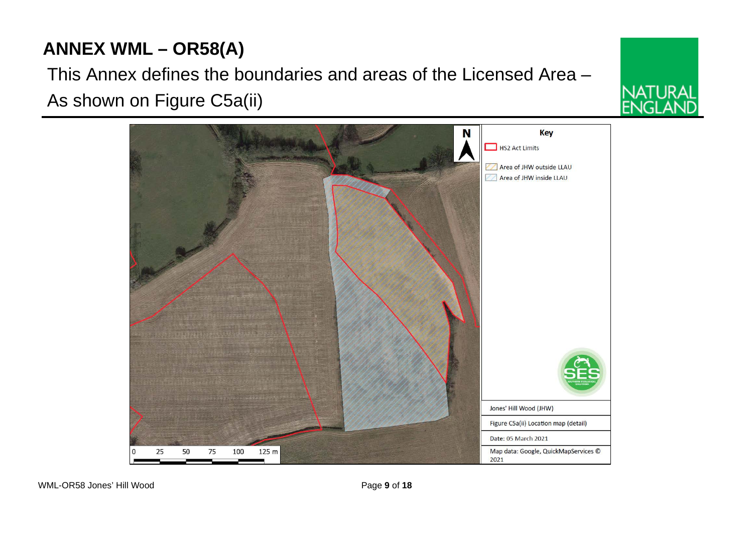# ANNEX WML – OR58(A)

This Annex defines the boundaries and areas of the Licensed Area –
As shown on Figure C5a(ii)

**Key**

- HS2 Act Limits
- Area of JHW outside LLAU
- Area of JHW inside LLAU

Jones' Hill Wood (JHW)

Figure C5a(ii) Location map (detail)

Date: 05 March 2021

Map data: Google, QuickMapServices © 2021

0 25 50 75 100 125 m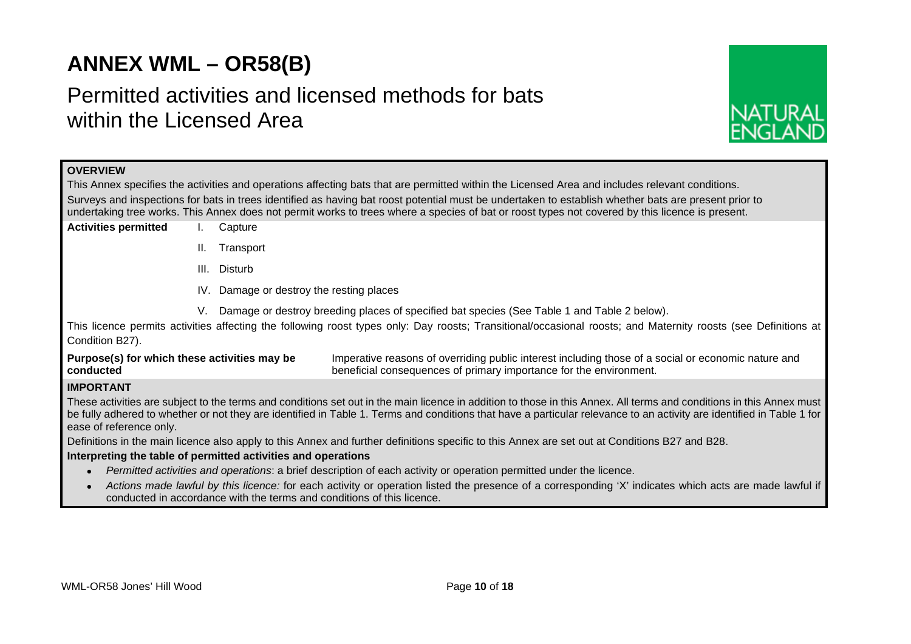# ANNEX WML – OR58(B)

## Permitted activities and licensed methods for bats within the Licensed Area

**OVERVIEW**

This Annex specifies the activities and operations affecting bats that are permitted within the Licensed Area and includes relevant conditions.

Surveys and inspections for bats in trees identified as having bat roost potential must be undertaken to establish whether bats are present prior to undertaking tree works. This Annex does not permit works to trees where a species of bat or roost types not covered by this licence is present.

**Activities permitted**

I. Capture

II. Transport

III. Disturb

IV. Damage or destroy the resting places

V. Damage or destroy breeding places of specified bat species (See Table 1 and Table 2 below).

This licence permits activities affecting the following roost types only: Day roosts; Transitional/occasional roosts; and Maternity roosts (see Definitions at Condition B27).

**Purpose(s) for which these activities may be conducted** Imperative reasons of overriding public interest including those of a social or economic nature and beneficial consequences of primary importance for the environment.

**IMPORTANT**

These activities are subject to the terms and conditions set out in the main licence in addition to those in this Annex. All terms and conditions in this Annex must be fully adhered to whether or not they are identified in Table 1. Terms and conditions that have a particular relevance to an activity are identified in Table 1 for ease of reference only.

Definitions in the main licence also apply to this Annex and further definitions specific to this Annex are set out at Conditions B27 and B28.

**Interpreting the table of permitted activities and operations**

- *Permitted activities and operations*: a brief description of each activity or operation permitted under the licence.
- *Actions made lawful by this licence:* for each activity or operation listed the presence of a corresponding 'X' indicates which acts are made lawful if conducted in accordance with the terms and conditions of this licence.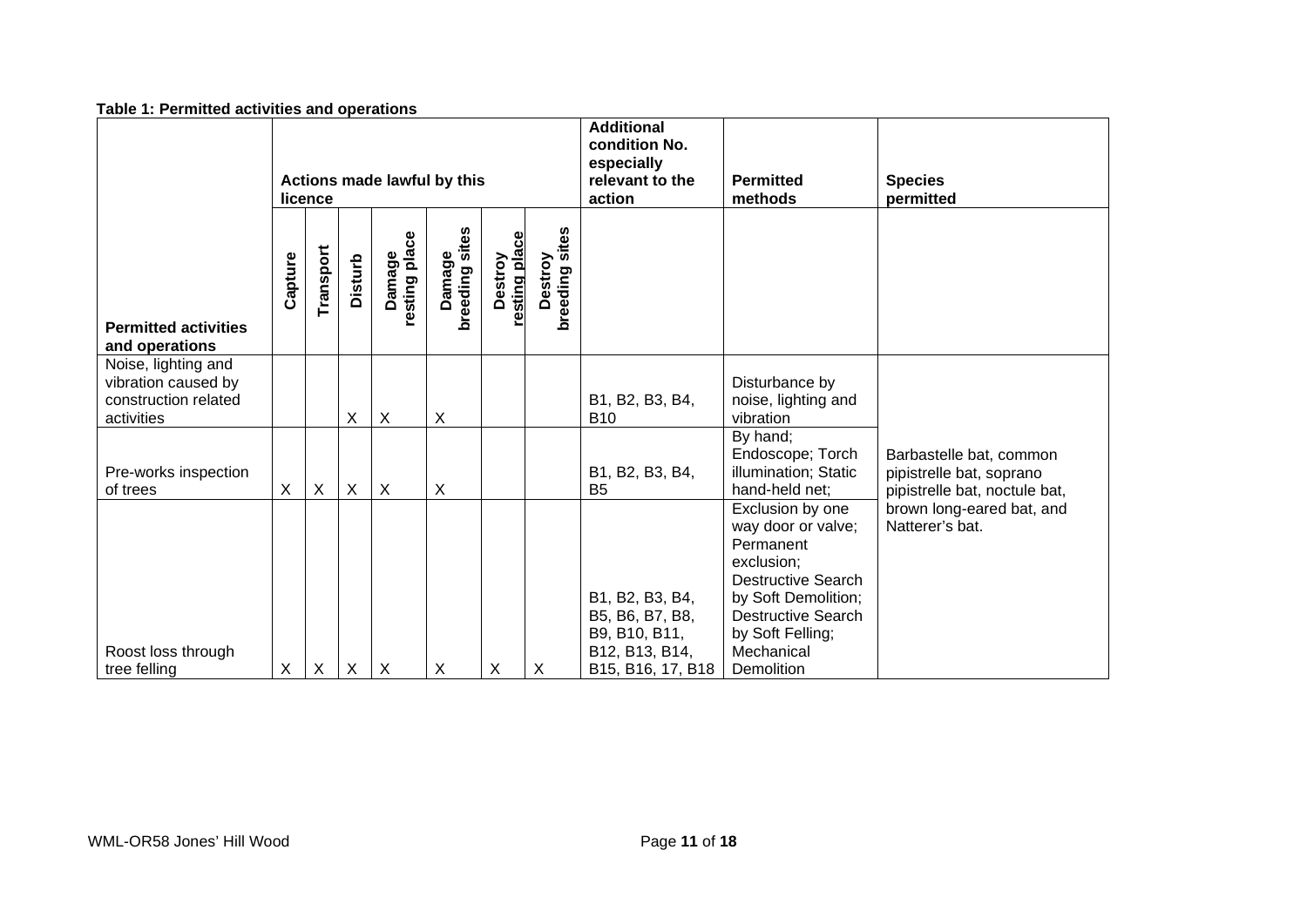**Table 1: Permitted activities and operations**

| Permitted activities and operations | Actions made lawful by this licence | | | | | | | Additional condition No. especially relevant to the action | Permitted methods | Species permitted |
|---|---|---|---|---|---|---|---|---|---|---|
| | Capture | Transport | Disturb | Damage resting place | Damage breeding sites | Destroy resting place | Destroy breeding sites | | | |
| Noise, lighting and vibration caused by construction related activities | | | X | X | X | | | B1, B2, B3, B4, B10 | Disturbance by noise, lighting and vibration | Barbastelle bat, common pipistrelle bat, soprano pipistrelle bat, noctule bat, brown long-eared bat, and Natterer's bat. |
| Pre-works inspection of trees | X | X | X | X | X | | | B1, B2, B3, B4, B5 | By hand; Endoscope; Torch illumination; Static hand-held net; | |
| Roost loss through tree felling | X | X | X | X | X | X | X | B1, B2, B3, B4, B5, B6, B7, B8, B9, B10, B11, B12, B13, B14, B15, B16, 17, B18 | Exclusion by one way door or valve; Permanent exclusion; Destructive Search by Soft Demolition; Destructive Search by Soft Felling; Mechanical Demolition | |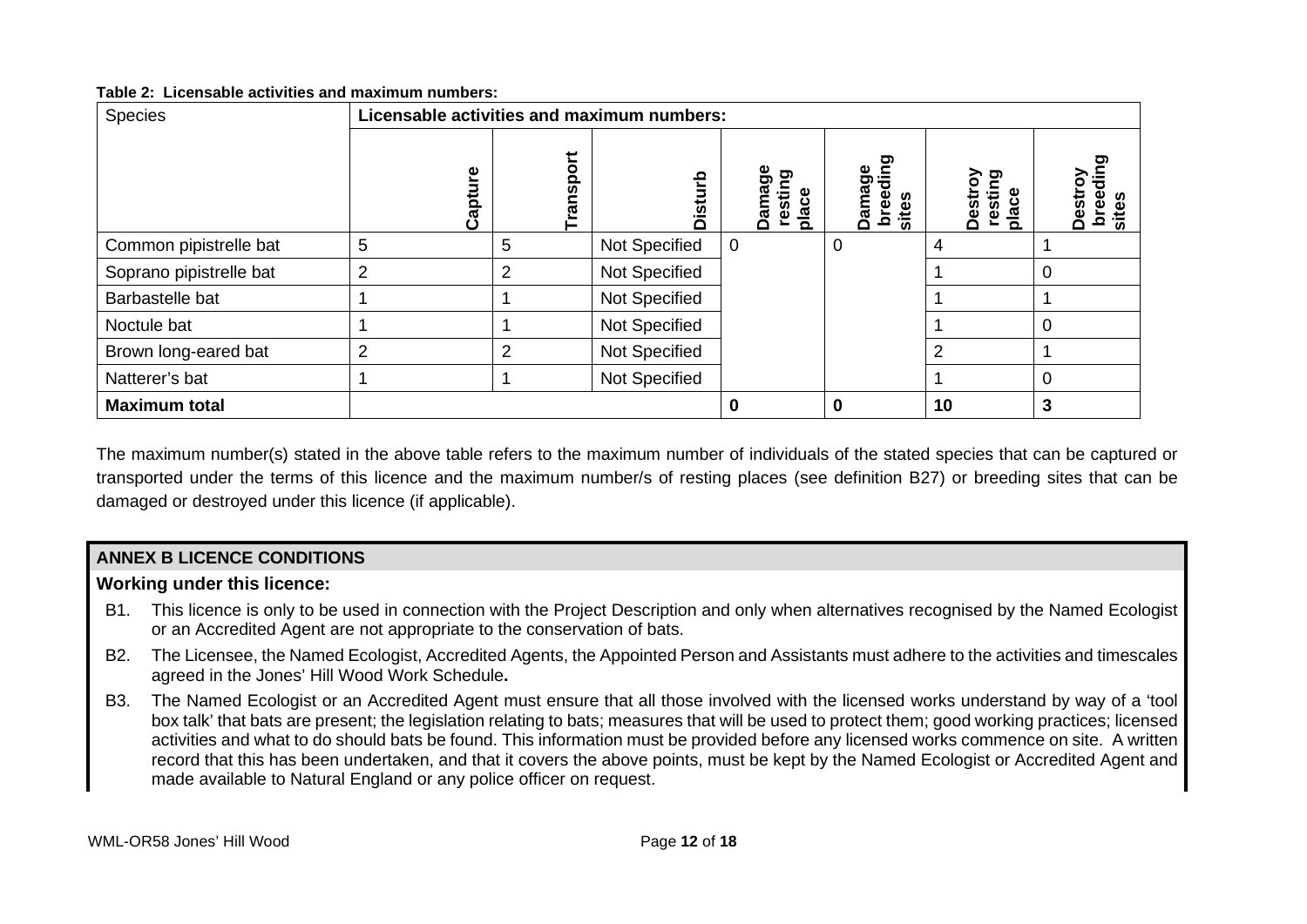**Table 2: Licensable activities and maximum numbers:**

| Species | Licensable activities and maximum numbers: | | | | | | |
|---|---|---|---|---|---|---|---|
| | Capture | Transport | Disturb | Damage resting place | Damage breeding sites | Destroy resting place | Destroy breeding sites |
| Common pipistrelle bat | 5 | 5 | Not Specified | 0 | 0 | 4 | 1 |
| Soprano pipistrelle bat | 2 | 2 | Not Specified | | | 1 | 0 |
| Barbastelle bat | 1 | 1 | Not Specified | | | 1 | 1 |
| Noctule bat | 1 | 1 | Not Specified | | | 1 | 0 |
| Brown long-eared bat | 2 | 2 | Not Specified | | | 2 | 1 |
| Natterer's bat | 1 | 1 | Not Specified | | | 1 | 0 |
| **Maximum total** | | | | **0** | **0** | **10** | **3** |

The maximum number(s) stated in the above table refers to the maximum number of individuals of the stated species that can be captured or transported under the terms of this licence and the maximum number/s of resting places (see definition B27) or breeding sites that can be damaged or destroyed under this licence (if applicable).

## ANNEX B LICENCE CONDITIONS

**Working under this licence:**

B1. This licence is only to be used in connection with the Project Description and only when alternatives recognised by the Named Ecologist or an Accredited Agent are not appropriate to the conservation of bats.

B2. The Licensee, the Named Ecologist, Accredited Agents, the Appointed Person and Assistants must adhere to the activities and timescales agreed in the Jones' Hill Wood Work Schedule**.**

B3. The Named Ecologist or an Accredited Agent must ensure that all those involved with the licensed works understand by way of a 'tool box talk' that bats are present; the legislation relating to bats; measures that will be used to protect them; good working practices; licensed activities and what to do should bats be found. This information must be provided before any licensed works commence on site. A written record that this has been undertaken, and that it covers the above points, must be kept by the Named Ecologist or Accredited Agent and made available to Natural England or any police officer on request.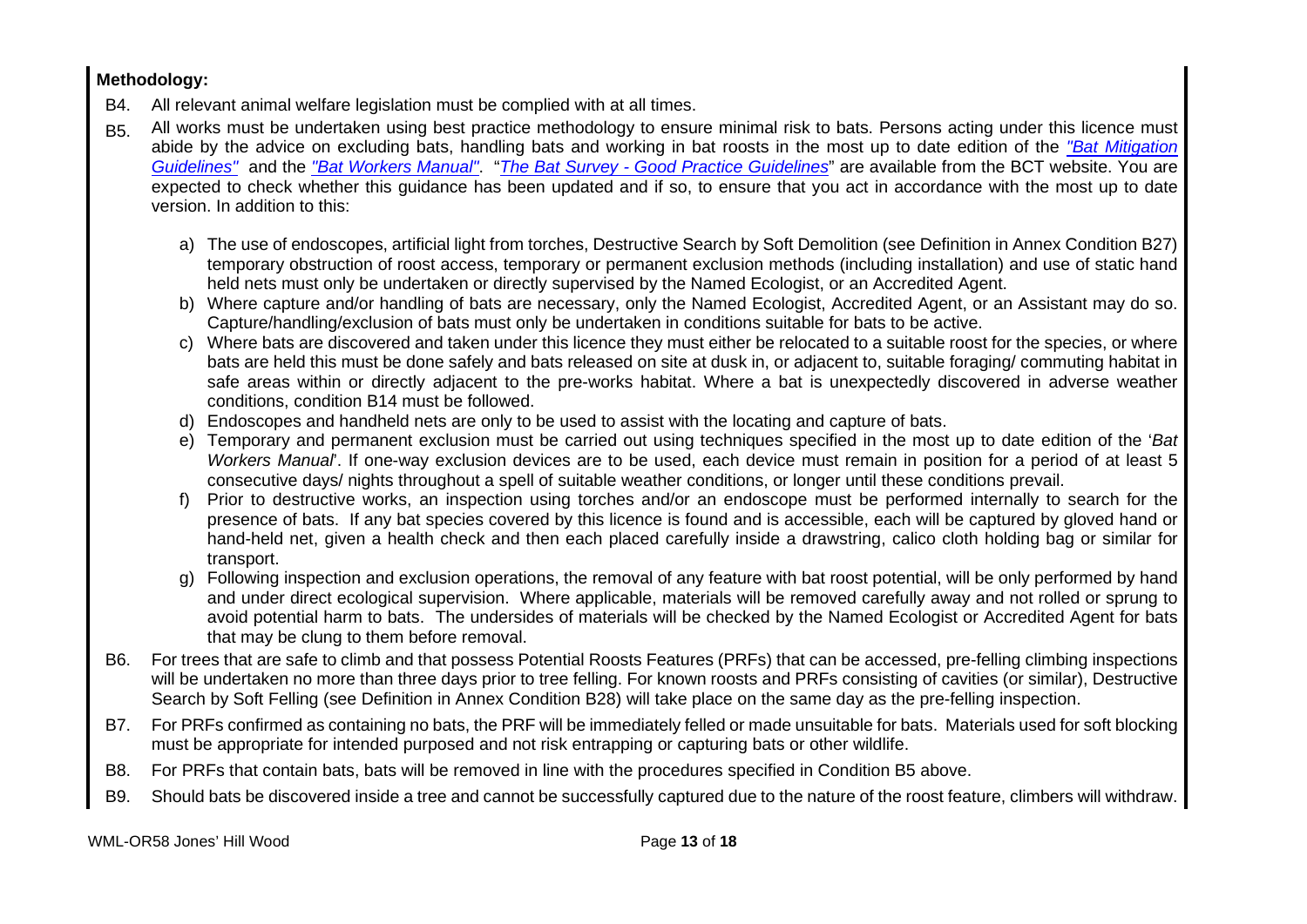**Methodology:**

B4. All relevant animal welfare legislation must be complied with at all times.

B5. All works must be undertaken using best practice methodology to ensure minimal risk to bats. Persons acting under this licence must abide by the advice on excluding bats, handling bats and working in bat roosts in the most up to date edition of the *"Bat Mitigation Guidelines"* and the *"Bat Workers Manual"*. "*The Bat Survey - Good Practice Guidelines*" are available from the BCT website. You are expected to check whether this guidance has been updated and if so, to ensure that you act in accordance with the most up to date version. In addition to this:

a) The use of endoscopes, artificial light from torches, Destructive Search by Soft Demolition (see Definition in Annex Condition B27) temporary obstruction of roost access, temporary or permanent exclusion methods (including installation) and use of static hand held nets must only be undertaken or directly supervised by the Named Ecologist, or an Accredited Agent.

b) Where capture and/or handling of bats are necessary, only the Named Ecologist, Accredited Agent, or an Assistant may do so. Capture/handling/exclusion of bats must only be undertaken in conditions suitable for bats to be active.

c) Where bats are discovered and taken under this licence they must either be relocated to a suitable roost for the species, or where bats are held this must be done safely and bats released on site at dusk in, or adjacent to, suitable foraging/ commuting habitat in safe areas within or directly adjacent to the pre-works habitat. Where a bat is unexpectedly discovered in adverse weather conditions, condition B14 must be followed.

d) Endoscopes and handheld nets are only to be used to assist with the locating and capture of bats.

e) Temporary and permanent exclusion must be carried out using techniques specified in the most up to date edition of the '*Bat Workers Manual*'. If one-way exclusion devices are to be used, each device must remain in position for a period of at least 5 consecutive days/ nights throughout a spell of suitable weather conditions, or longer until these conditions prevail.

f) Prior to destructive works, an inspection using torches and/or an endoscope must be performed internally to search for the presence of bats. If any bat species covered by this licence is found and is accessible, each will be captured by gloved hand or hand-held net, given a health check and then each placed carefully inside a drawstring, calico cloth holding bag or similar for transport.

g) Following inspection and exclusion operations, the removal of any feature with bat roost potential, will be only performed by hand and under direct ecological supervision. Where applicable, materials will be removed carefully away and not rolled or sprung to avoid potential harm to bats. The undersides of materials will be checked by the Named Ecologist or Accredited Agent for bats that may be clung to them before removal.

B6. For trees that are safe to climb and that possess Potential Roosts Features (PRFs) that can be accessed, pre-felling climbing inspections will be undertaken no more than three days prior to tree felling. For known roosts and PRFs consisting of cavities (or similar), Destructive Search by Soft Felling (see Definition in Annex Condition B28) will take place on the same day as the pre-felling inspection.

B7. For PRFs confirmed as containing no bats, the PRF will be immediately felled or made unsuitable for bats. Materials used for soft blocking must be appropriate for intended purposed and not risk entrapping or capturing bats or other wildlife.

B8. For PRFs that contain bats, bats will be removed in line with the procedures specified in Condition B5 above.

B9. Should bats be discovered inside a tree and cannot be successfully captured due to the nature of the roost feature, climbers will withdraw.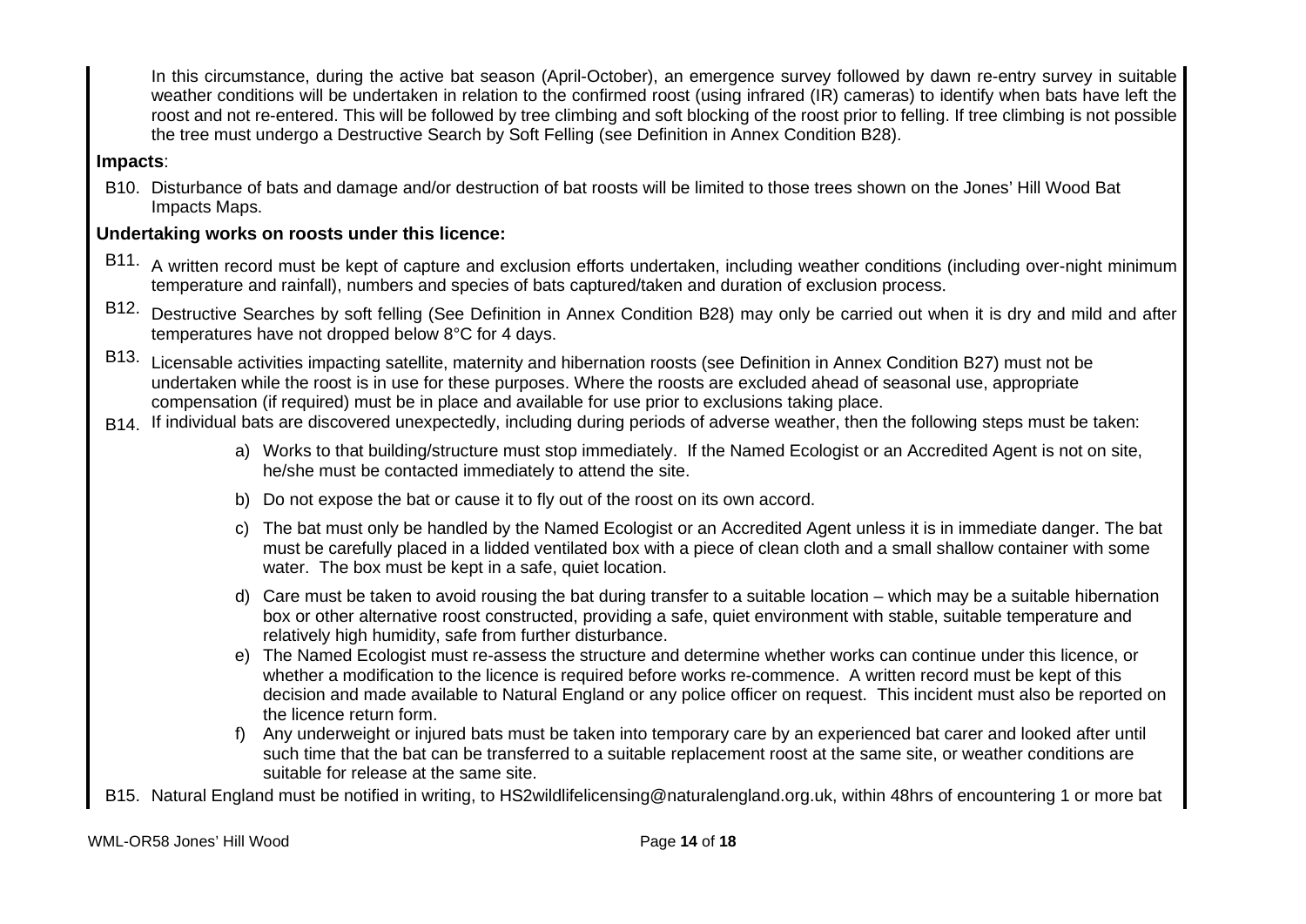In this circumstance, during the active bat season (April-October), an emergence survey followed by dawn re-entry survey in suitable weather conditions will be undertaken in relation to the confirmed roost (using infrared (IR) cameras) to identify when bats have left the roost and not re-entered. This will be followed by tree climbing and soft blocking of the roost prior to felling. If tree climbing is not possible the tree must undergo a Destructive Search by Soft Felling (see Definition in Annex Condition B28).

**Impacts**:

B10. Disturbance of bats and damage and/or destruction of bat roosts will be limited to those trees shown on the Jones' Hill Wood Bat Impacts Maps.

**Undertaking works on roosts under this licence:**

B11. A written record must be kept of capture and exclusion efforts undertaken, including weather conditions (including over-night minimum temperature and rainfall), numbers and species of bats captured/taken and duration of exclusion process.

B12. Destructive Searches by soft felling (See Definition in Annex Condition B28) may only be carried out when it is dry and mild and after temperatures have not dropped below 8°C for 4 days.

B13. Licensable activities impacting satellite, maternity and hibernation roosts (see Definition in Annex Condition B27) must not be undertaken while the roost is in use for these purposes. Where the roosts are excluded ahead of seasonal use, appropriate compensation (if required) must be in place and available for use prior to exclusions taking place.

B14. If individual bats are discovered unexpectedly, including during periods of adverse weather, then the following steps must be taken:

a) Works to that building/structure must stop immediately. If the Named Ecologist or an Accredited Agent is not on site, he/she must be contacted immediately to attend the site.

b) Do not expose the bat or cause it to fly out of the roost on its own accord.

c) The bat must only be handled by the Named Ecologist or an Accredited Agent unless it is in immediate danger. The bat must be carefully placed in a lidded ventilated box with a piece of clean cloth and a small shallow container with some water. The box must be kept in a safe, quiet location.

d) Care must be taken to avoid rousing the bat during transfer to a suitable location – which may be a suitable hibernation box or other alternative roost constructed, providing a safe, quiet environment with stable, suitable temperature and relatively high humidity, safe from further disturbance.

e) The Named Ecologist must re-assess the structure and determine whether works can continue under this licence, or whether a modification to the licence is required before works re-commence. A written record must be kept of this decision and made available to Natural England or any police officer on request. This incident must also be reported on the licence return form.

f) Any underweight or injured bats must be taken into temporary care by an experienced bat carer and looked after until such time that the bat can be transferred to a suitable replacement roost at the same site, or weather conditions are suitable for release at the same site.

B15. Natural England must be notified in writing, to HS2wildlifelicensing@naturalengland.org.uk, within 48hrs of encountering 1 or more bat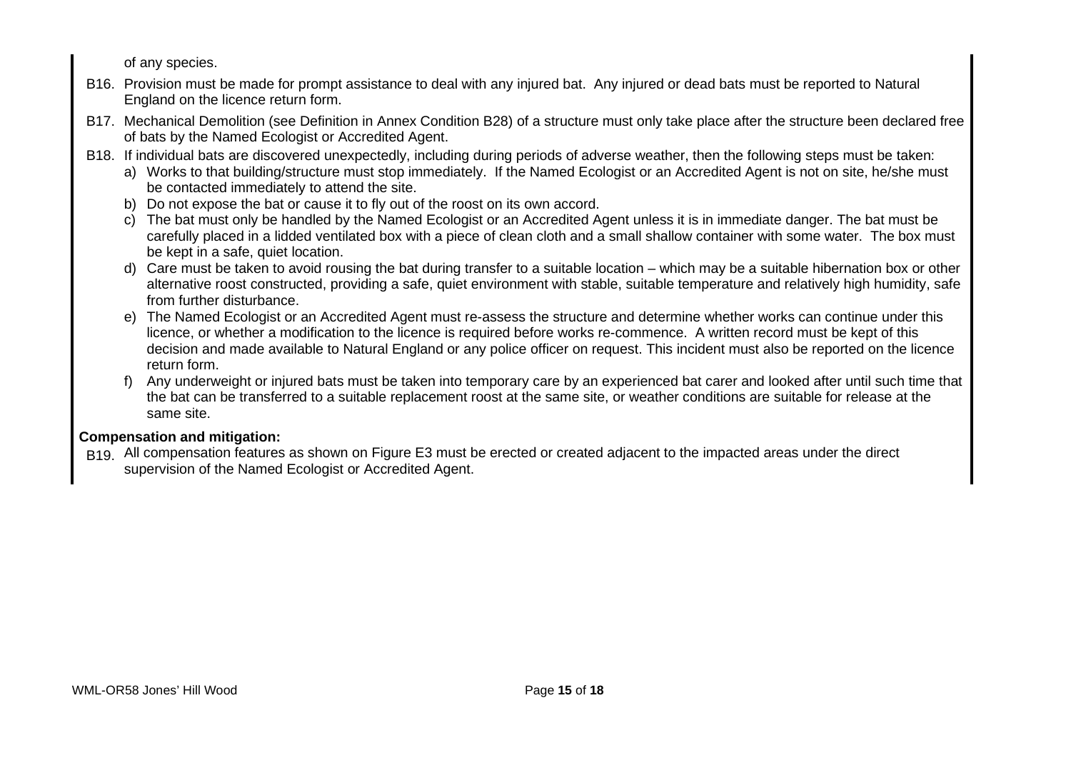of any species.

B16. Provision must be made for prompt assistance to deal with any injured bat. Any injured or dead bats must be reported to Natural England on the licence return form.

B17. Mechanical Demolition (see Definition in Annex Condition B28) of a structure must only take place after the structure been declared free of bats by the Named Ecologist or Accredited Agent.

B18. If individual bats are discovered unexpectedly, including during periods of adverse weather, then the following steps must be taken:

a) Works to that building/structure must stop immediately. If the Named Ecologist or an Accredited Agent is not on site, he/she must be contacted immediately to attend the site.
b) Do not expose the bat or cause it to fly out of the roost on its own accord.
c) The bat must only be handled by the Named Ecologist or an Accredited Agent unless it is in immediate danger. The bat must be carefully placed in a lidded ventilated box with a piece of clean cloth and a small shallow container with some water. The box must be kept in a safe, quiet location.
d) Care must be taken to avoid rousing the bat during transfer to a suitable location – which may be a suitable hibernation box or other alternative roost constructed, providing a safe, quiet environment with stable, suitable temperature and relatively high humidity, safe from further disturbance.
e) The Named Ecologist or an Accredited Agent must re-assess the structure and determine whether works can continue under this licence, or whether a modification to the licence is required before works re-commence. A written record must be kept of this decision and made available to Natural England or any police officer on request. This incident must also be reported on the licence return form.
f) Any underweight or injured bats must be taken into temporary care by an experienced bat carer and looked after until such time that the bat can be transferred to a suitable replacement roost at the same site, or weather conditions are suitable for release at the same site.

**Compensation and mitigation:**

B19. All compensation features as shown on Figure E3 must be erected or created adjacent to the impacted areas under the direct supervision of the Named Ecologist or Accredited Agent.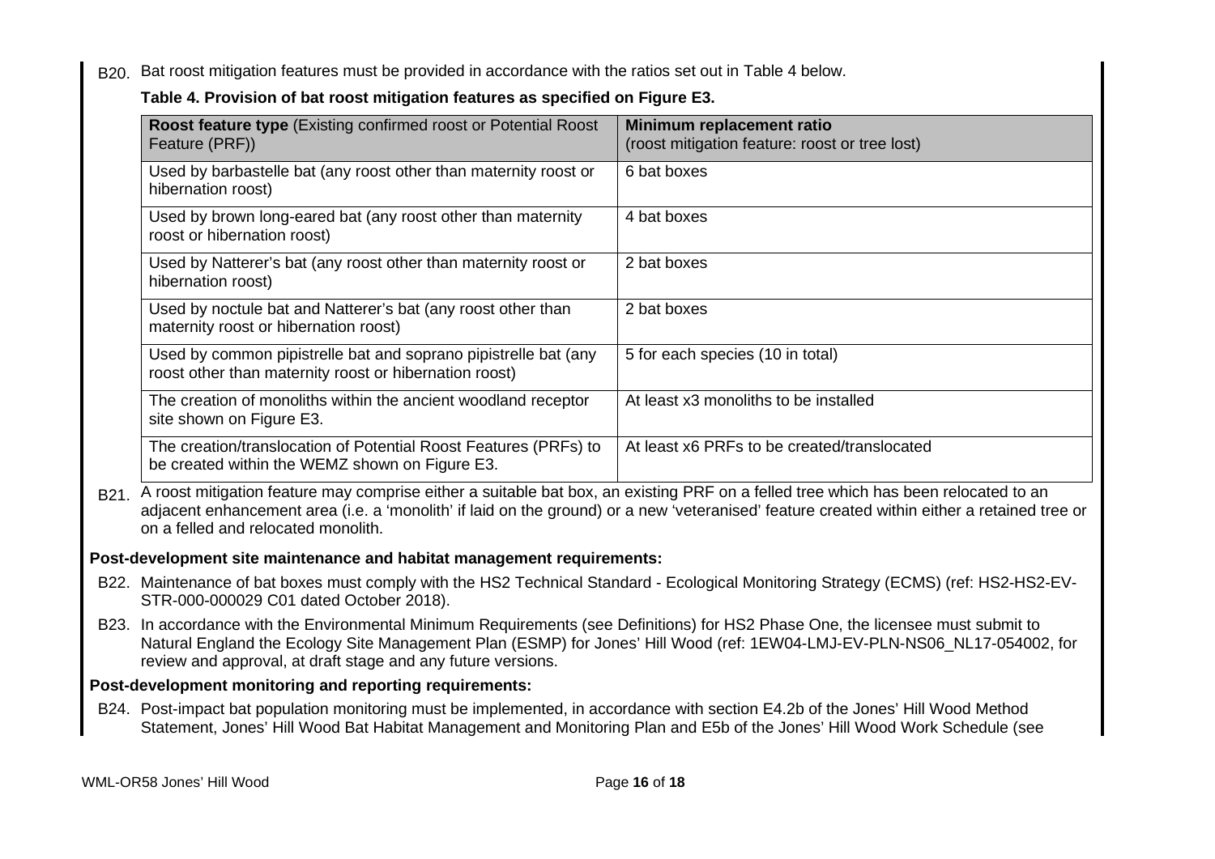B20. Bat roost mitigation features must be provided in accordance with the ratios set out in Table 4 below.

**Table 4. Provision of bat roost mitigation features as specified on Figure E3.**

| **Roost feature type** (Existing confirmed roost or Potential Roost Feature (PRF)) | **Minimum replacement ratio** (roost mitigation feature: roost or tree lost) |
|---|---|
| Used by barbastelle bat (any roost other than maternity roost or hibernation roost) | 6 bat boxes |
| Used by brown long-eared bat (any roost other than maternity roost or hibernation roost) | 4 bat boxes |
| Used by Natterer's bat (any roost other than maternity roost or hibernation roost) | 2 bat boxes |
| Used by noctule bat and Natterer's bat (any roost other than maternity roost or hibernation roost) | 2 bat boxes |
| Used by common pipistrelle bat and soprano pipistrelle bat (any roost other than maternity roost or hibernation roost) | 5 for each species (10 in total) |
| The creation of monoliths within the ancient woodland receptor site shown on Figure E3. | At least x3 monoliths to be installed |
| The creation/translocation of Potential Roost Features (PRFs) to be created within the WEMZ shown on Figure E3. | At least x6 PRFs to be created/translocated |

B21. A roost mitigation feature may comprise either a suitable bat box, an existing PRF on a felled tree which has been relocated to an adjacent enhancement area (i.e. a 'monolith' if laid on the ground) or a new 'veteranised' feature created within either a retained tree or on a felled and relocated monolith.

**Post-development site maintenance and habitat management requirements:**

B22. Maintenance of bat boxes must comply with the HS2 Technical Standard - Ecological Monitoring Strategy (ECMS) (ref: HS2-HS2-EV-STR-000-000029 C01 dated October 2018).

B23. In accordance with the Environmental Minimum Requirements (see Definitions) for HS2 Phase One, the licensee must submit to Natural England the Ecology Site Management Plan (ESMP) for Jones' Hill Wood (ref: 1EW04-LMJ-EV-PLN-NS06_NL17-054002, for review and approval, at draft stage and any future versions.

**Post-development monitoring and reporting requirements:**

B24. Post-impact bat population monitoring must be implemented, in accordance with section E4.2b of the Jones' Hill Wood Method Statement, Jones' Hill Wood Bat Habitat Management and Monitoring Plan and E5b of the Jones' Hill Wood Work Schedule (see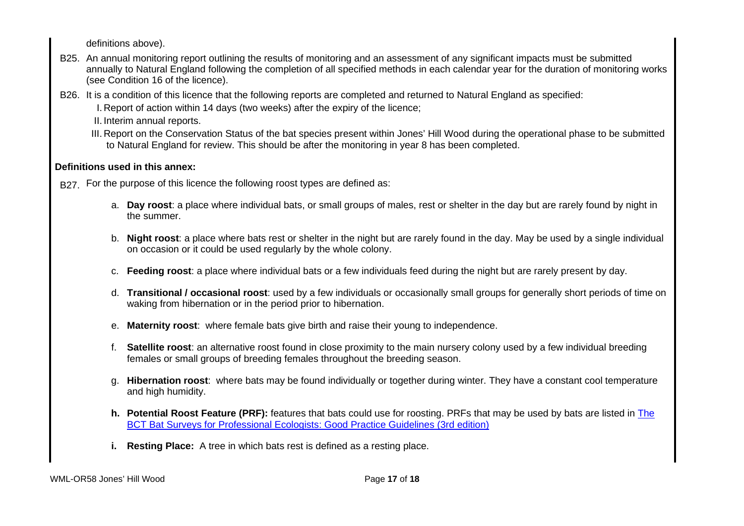definitions above).

B25. An annual monitoring report outlining the results of monitoring and an assessment of any significant impacts must be submitted annually to Natural England following the completion of all specified methods in each calendar year for the duration of monitoring works (see Condition 16 of the licence).

B26. It is a condition of this licence that the following reports are completed and returned to Natural England as specified:

I. Report of action within 14 days (two weeks) after the expiry of the licence;

II. Interim annual reports.

III. Report on the Conservation Status of the bat species present within Jones' Hill Wood during the operational phase to be submitted to Natural England for review. This should be after the monitoring in year 8 has been completed.

**Definitions used in this annex:**

B27. For the purpose of this licence the following roost types are defined as:

a. **Day roost**: a place where individual bats, or small groups of males, rest or shelter in the day but are rarely found by night in the summer.

b. **Night roost**: a place where bats rest or shelter in the night but are rarely found in the day. May be used by a single individual on occasion or it could be used regularly by the whole colony.

c. **Feeding roost**: a place where individual bats or a few individuals feed during the night but are rarely present by day.

d. **Transitional / occasional roost**: used by a few individuals or occasionally small groups for generally short periods of time on waking from hibernation or in the period prior to hibernation.

e. **Maternity roost**: where female bats give birth and raise their young to independence.

f. **Satellite roost**: an alternative roost found in close proximity to the main nursery colony used by a few individual breeding females or small groups of breeding females throughout the breeding season.

g. **Hibernation roost**: where bats may be found individually or together during winter. They have a constant cool temperature and high humidity.

h. **Potential Roost Feature (PRF):** features that bats could use for roosting. PRFs that may be used by bats are listed in The BCT Bat Surveys for Professional Ecologists: Good Practice Guidelines (3rd edition)

i. **Resting Place:** A tree in which bats rest is defined as a resting place.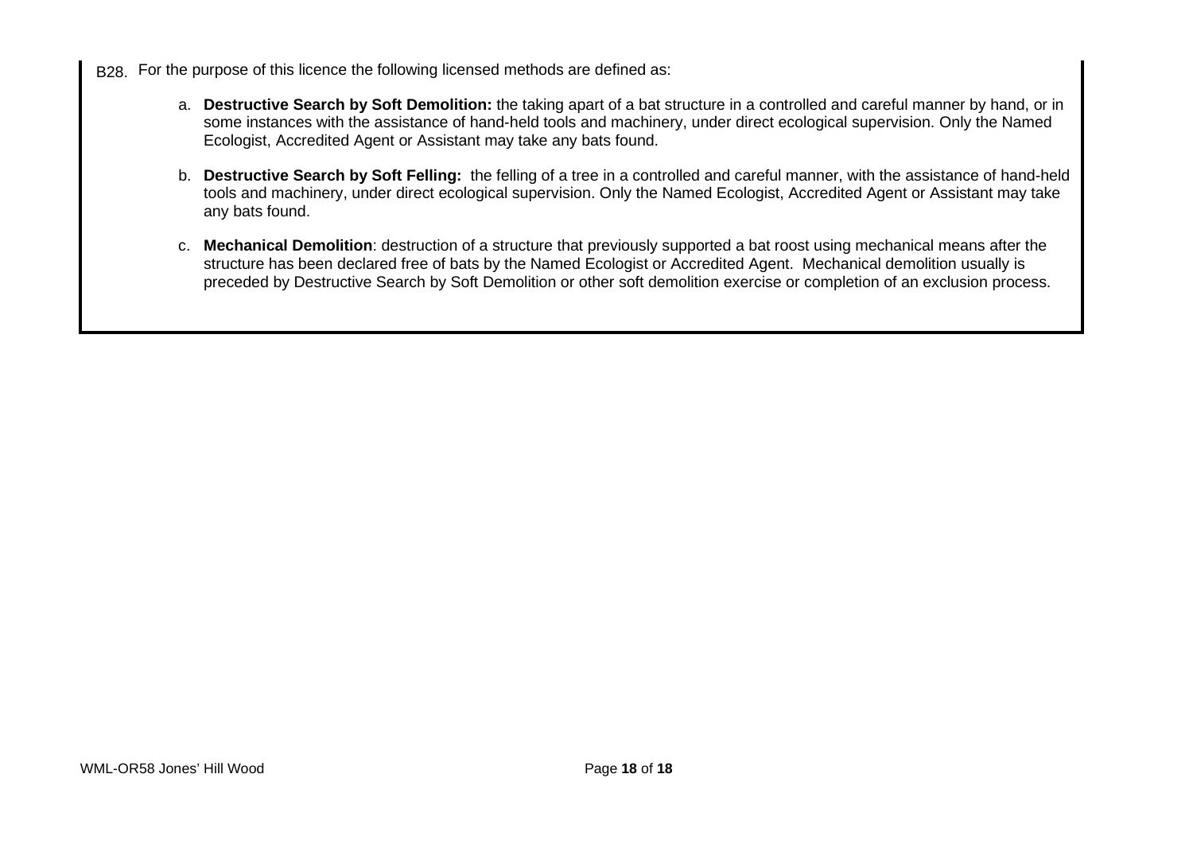B28. For the purpose of this licence the following licensed methods are defined as:

a. **Destructive Search by Soft Demolition:** the taking apart of a bat structure in a controlled and careful manner by hand, or in some instances with the assistance of hand-held tools and machinery, under direct ecological supervision. Only the Named Ecologist, Accredited Agent or Assistant may take any bats found.

b. **Destructive Search by Soft Felling:** the felling of a tree in a controlled and careful manner, with the assistance of hand-held tools and machinery, under direct ecological supervision. Only the Named Ecologist, Accredited Agent or Assistant may take any bats found.

c. **Mechanical Demolition**: destruction of a structure that previously supported a bat roost using mechanical means after the structure has been declared free of bats by the Named Ecologist or Accredited Agent. Mechanical demolition usually is preceded by Destructive Search by Soft Demolition or other soft demolition exercise or completion of an exclusion process.